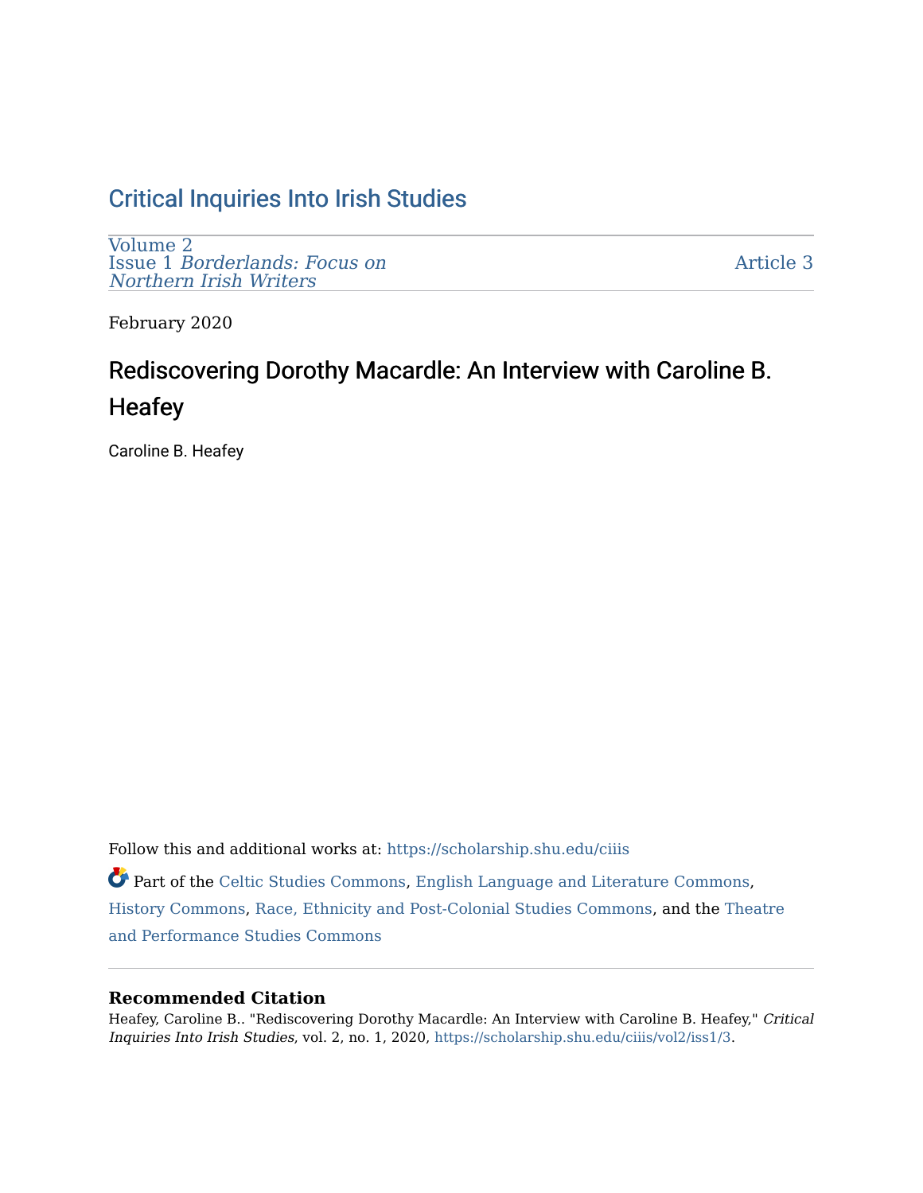Critical Inquiries Into Irish Studies

Volume 2
Issue 1 *Borderlands: Focus on Northern Irish Writers*

Article 3

February 2020

# Rediscovering Dorothy Macardle: An Interview with Caroline B. Heafey

Caroline B. Heafey

Follow this and additional works at: https://scholarship.shu.edu/ciiis

Part of the Celtic Studies Commons, English Language and Literature Commons, History Commons, Race, Ethnicity and Post-Colonial Studies Commons, and the Theatre and Performance Studies Commons

### Recommended Citation

Heafey, Caroline B.. "Rediscovering Dorothy Macardle: An Interview with Caroline B. Heafey," *Critical Inquiries Into Irish Studies*, vol. 2, no. 1, 2020, https://scholarship.shu.edu/ciiis/vol2/iss1/3.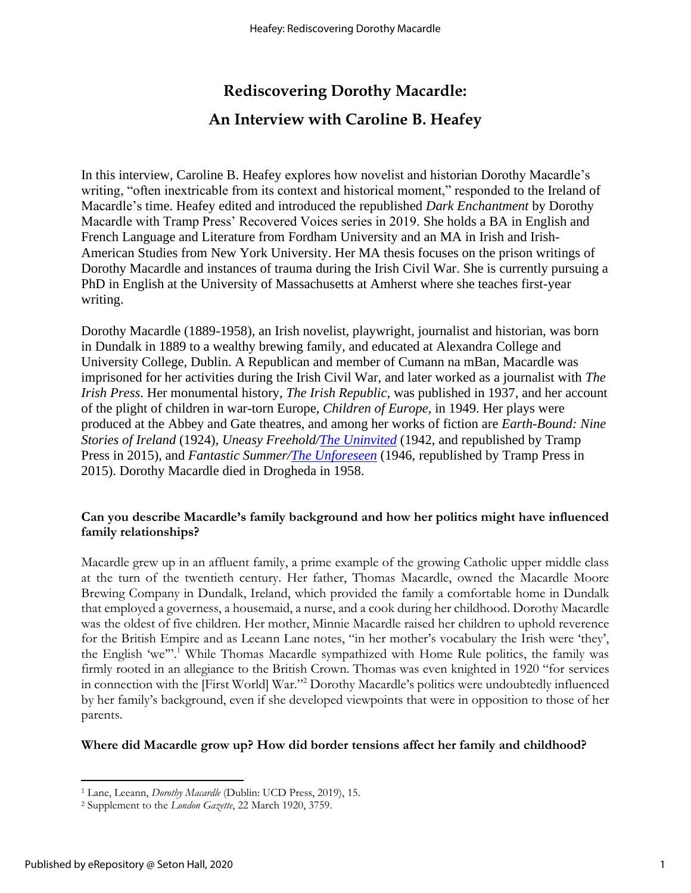# Rediscovering Dorothy Macardle:

# An Interview with Caroline B. Heafey

In this interview, Caroline B. Heafey explores how novelist and historian Dorothy Macardle's writing, "often inextricable from its context and historical moment," responded to the Ireland of Macardle's time. Heafey edited and introduced the republished *Dark Enchantment* by Dorothy Macardle with Tramp Press' Recovered Voices series in 2019. She holds a BA in English and French Language and Literature from Fordham University and an MA in Irish and Irish-American Studies from New York University. Her MA thesis focuses on the prison writings of Dorothy Macardle and instances of trauma during the Irish Civil War. She is currently pursuing a PhD in English at the University of Massachusetts at Amherst where she teaches first-year writing.

Dorothy Macardle (1889-1958), an Irish novelist, playwright, journalist and historian, was born in Dundalk in 1889 to a wealthy brewing family, and educated at Alexandra College and University College, Dublin. A Republican and member of Cumann na mBan, Macardle was imprisoned for her activities during the Irish Civil War, and later worked as a journalist with *The Irish Press*. Her monumental history, *The Irish Republic*, was published in 1937, and her account of the plight of children in war-torn Europe, *Children of Europe*, in 1949. Her plays were produced at the Abbey and Gate theatres, and among her works of fiction are *Earth-Bound: Nine Stories of Ireland* (1924), *Uneasy Freehold*/*The Uninvited* (1942, and republished by Tramp Press in 2015), and *Fantastic Summer*/*The Unforeseen* (1946, republished by Tramp Press in 2015). Dorothy Macardle died in Drogheda in 1958.

**Can you describe Macardle's family background and how her politics might have influenced family relationships?**

Macardle grew up in an affluent family, a prime example of the growing Catholic upper middle class at the turn of the twentieth century. Her father, Thomas Macardle, owned the Macardle Moore Brewing Company in Dundalk, Ireland, which provided the family a comfortable home in Dundalk that employed a governess, a housemaid, a nurse, and a cook during her childhood. Dorothy Macardle was the oldest of five children. Her mother, Minnie Macardle raised her children to uphold reverence for the British Empire and as Leeann Lane notes, "in her mother's vocabulary the Irish were 'they', the English 'we'".[1] While Thomas Macardle sympathized with Home Rule politics, the family was firmly rooted in an allegiance to the British Crown. Thomas was even knighted in 1920 "for services in connection with the [First World] War."[2] Dorothy Macardle's politics were undoubtedly influenced by her family's background, even if she developed viewpoints that were in opposition to those of her parents.

**Where did Macardle grow up? How did border tensions affect her family and childhood?**

---

[1] Lane, Leeann, *Dorothy Macardle* (Dublin: UCD Press, 2019), 15.

[2] Supplement to the *London Gazette*, 22 March 1920, 3759.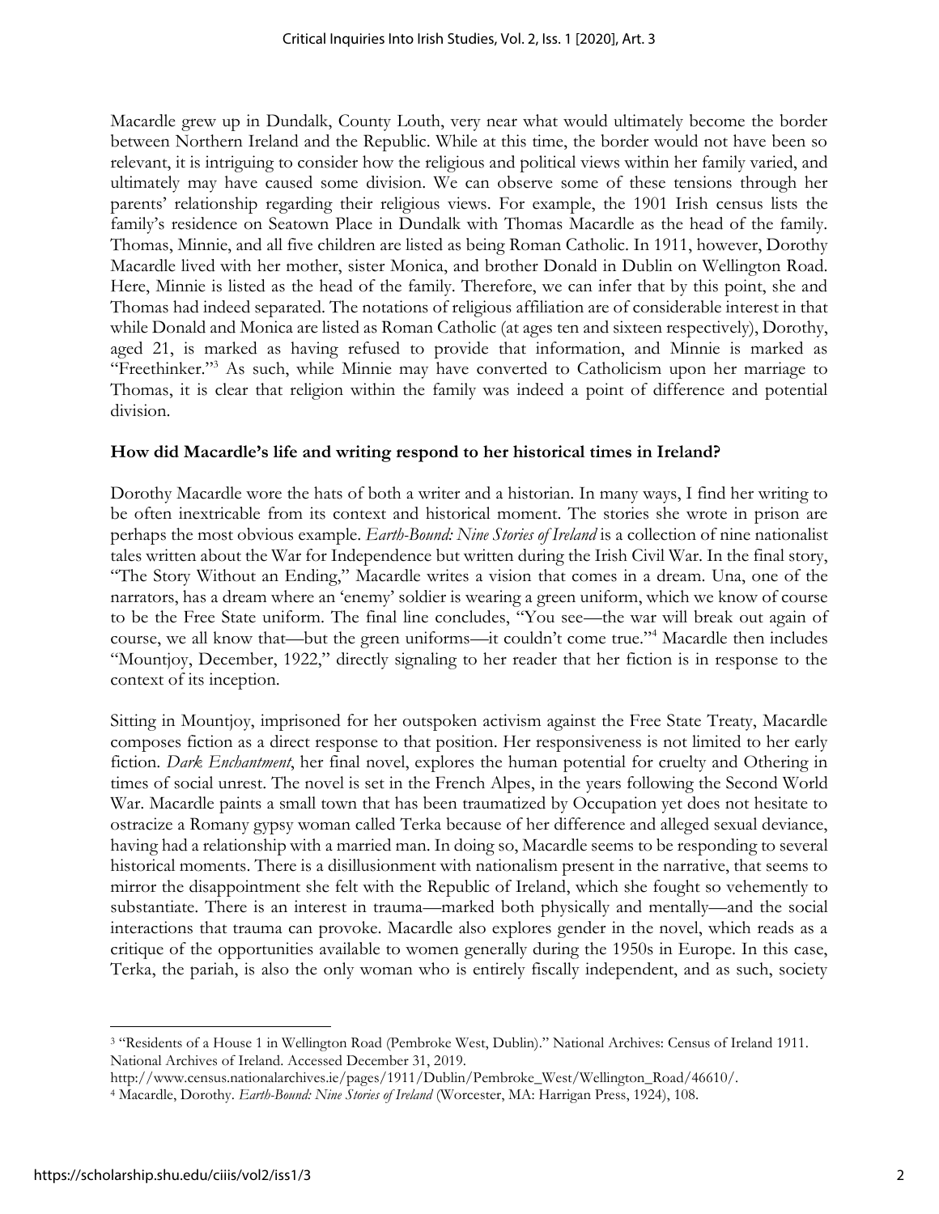Macardle grew up in Dundalk, County Louth, very near what would ultimately become the border between Northern Ireland and the Republic. While at this time, the border would not have been so relevant, it is intriguing to consider how the religious and political views within her family varied, and ultimately may have caused some division. We can observe some of these tensions through her parents' relationship regarding their religious views. For example, the 1901 Irish census lists the family's residence on Seatown Place in Dundalk with Thomas Macardle as the head of the family. Thomas, Minnie, and all five children are listed as being Roman Catholic. In 1911, however, Dorothy Macardle lived with her mother, sister Monica, and brother Donald in Dublin on Wellington Road. Here, Minnie is listed as the head of the family. Therefore, we can infer that by this point, she and Thomas had indeed separated. The notations of religious affiliation are of considerable interest in that while Donald and Monica are listed as Roman Catholic (at ages ten and sixteen respectively), Dorothy, aged 21, is marked as having refused to provide that information, and Minnie is marked as "Freethinker."[3] As such, while Minnie may have converted to Catholicism upon her marriage to Thomas, it is clear that religion within the family was indeed a point of difference and potential division.

**How did Macardle's life and writing respond to her historical times in Ireland?**

Dorothy Macardle wore the hats of both a writer and a historian. In many ways, I find her writing to be often inextricable from its context and historical moment. The stories she wrote in prison are perhaps the most obvious example. *Earth-Bound: Nine Stories of Ireland* is a collection of nine nationalist tales written about the War for Independence but written during the Irish Civil War. In the final story, "The Story Without an Ending," Macardle writes a vision that comes in a dream. Una, one of the narrators, has a dream where an 'enemy' soldier is wearing a green uniform, which we know of course to be the Free State uniform. The final line concludes, "You see—the war will break out again of course, we all know that—but the green uniforms—it couldn't come true."[4] Macardle then includes "Mountjoy, December, 1922," directly signaling to her reader that her fiction is in response to the context of its inception.

Sitting in Mountjoy, imprisoned for her outspoken activism against the Free State Treaty, Macardle composes fiction as a direct response to that position. Her responsiveness is not limited to her early fiction. *Dark Enchantment*, her final novel, explores the human potential for cruelty and Othering in times of social unrest. The novel is set in the French Alpes, in the years following the Second World War. Macardle paints a small town that has been traumatized by Occupation yet does not hesitate to ostracize a Romany gypsy woman called Terka because of her difference and alleged sexual deviance, having had a relationship with a married man. In doing so, Macardle seems to be responding to several historical moments. There is a disillusionment with nationalism present in the narrative, that seems to mirror the disappointment she felt with the Republic of Ireland, which she fought so vehemently to substantiate. There is an interest in trauma—marked both physically and mentally—and the social interactions that trauma can provoke. Macardle also explores gender in the novel, which reads as a critique of the opportunities available to women generally during the 1950s in Europe. In this case, Terka, the pariah, is also the only woman who is entirely fiscally independent, and as such, society

[3] "Residents of a House 1 in Wellington Road (Pembroke West, Dublin)." National Archives: Census of Ireland 1911. National Archives of Ireland. Accessed December 31, 2019.
http://www.census.nationalarchives.ie/pages/1911/Dublin/Pembroke_West/Wellington_Road/46610/.

[4] Macardle, Dorothy. *Earth-Bound: Nine Stories of Ireland* (Worcester, MA: Harrigan Press, 1924), 108.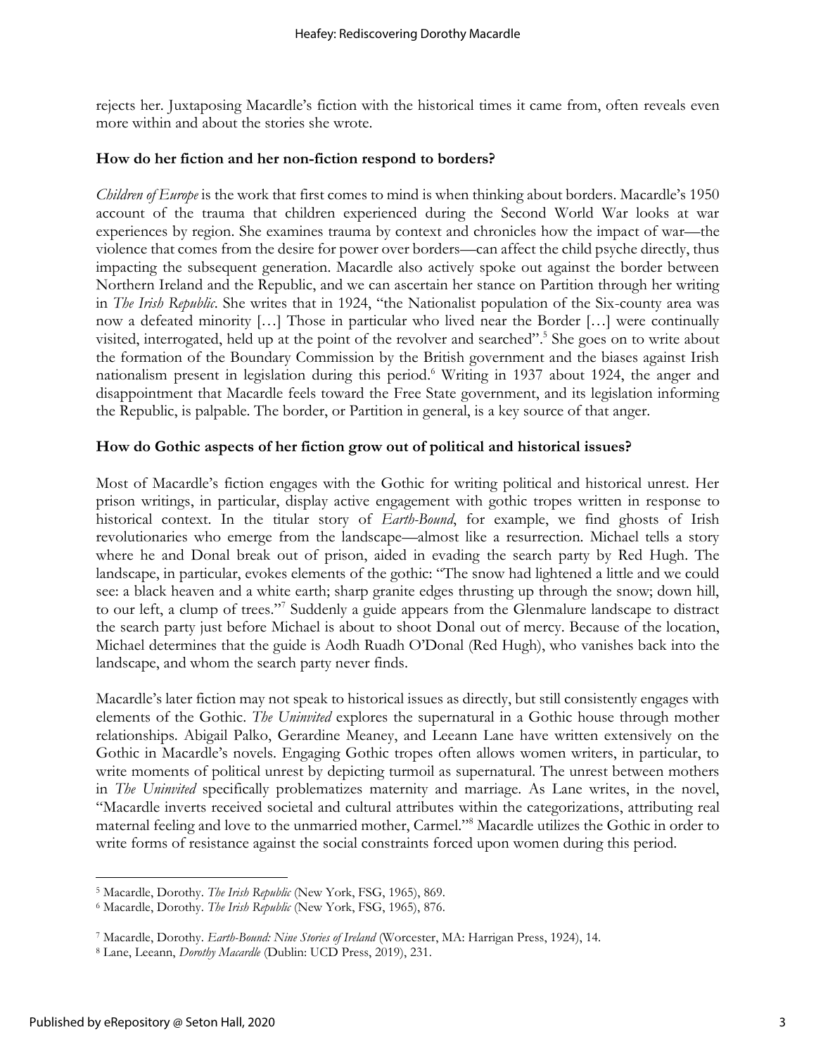rejects her. Juxtaposing Macardle's fiction with the historical times it came from, often reveals even more within and about the stories she wrote.

**How do her fiction and her non-fiction respond to borders?**

*Children of Europe* is the work that first comes to mind is when thinking about borders. Macardle's 1950 account of the trauma that children experienced during the Second World War looks at war experiences by region. She examines trauma by context and chronicles how the impact of war—the violence that comes from the desire for power over borders—can affect the child psyche directly, thus impacting the subsequent generation. Macardle also actively spoke out against the border between Northern Ireland and the Republic, and we can ascertain her stance on Partition through her writing in *The Irish Republic*. She writes that in 1924, "the Nationalist population of the Six-county area was now a defeated minority […] Those in particular who lived near the Border […] were continually visited, interrogated, held up at the point of the revolver and searched".[5] She goes on to write about the formation of the Boundary Commission by the British government and the biases against Irish nationalism present in legislation during this period.[6] Writing in 1937 about 1924, the anger and disappointment that Macardle feels toward the Free State government, and its legislation informing the Republic, is palpable. The border, or Partition in general, is a key source of that anger.

**How do Gothic aspects of her fiction grow out of political and historical issues?**

Most of Macardle's fiction engages with the Gothic for writing political and historical unrest. Her prison writings, in particular, display active engagement with gothic tropes written in response to historical context. In the titular story of *Earth-Bound*, for example, we find ghosts of Irish revolutionaries who emerge from the landscape—almost like a resurrection. Michael tells a story where he and Donal break out of prison, aided in evading the search party by Red Hugh. The landscape, in particular, evokes elements of the gothic: "The snow had lightened a little and we could see: a black heaven and a white earth; sharp granite edges thrusting up through the snow; down hill, to our left, a clump of trees."[7] Suddenly a guide appears from the Glenmalure landscape to distract the search party just before Michael is about to shoot Donal out of mercy. Because of the location, Michael determines that the guide is Aodh Ruadh O'Donal (Red Hugh), who vanishes back into the landscape, and whom the search party never finds.

Macardle's later fiction may not speak to historical issues as directly, but still consistently engages with elements of the Gothic. *The Uninvited* explores the supernatural in a Gothic house through mother relationships. Abigail Palko, Gerardine Meaney, and Leeann Lane have written extensively on the Gothic in Macardle's novels. Engaging Gothic tropes often allows women writers, in particular, to write moments of political unrest by depicting turmoil as supernatural. The unrest between mothers in *The Uninvited* specifically problematizes maternity and marriage. As Lane writes, in the novel, "Macardle inverts received societal and cultural attributes within the categorizations, attributing real maternal feeling and love to the unmarried mother, Carmel."[8] Macardle utilizes the Gothic in order to write forms of resistance against the social constraints forced upon women during this period.

---

[5] Macardle, Dorothy. *The Irish Republic* (New York, FSG, 1965), 869.

[6] Macardle, Dorothy. *The Irish Republic* (New York, FSG, 1965), 876.

[7] Macardle, Dorothy. *Earth-Bound: Nine Stories of Ireland* (Worcester, MA: Harrigan Press, 1924), 14.

[8] Lane, Leeann, *Dorothy Macardle* (Dublin: UCD Press, 2019), 231.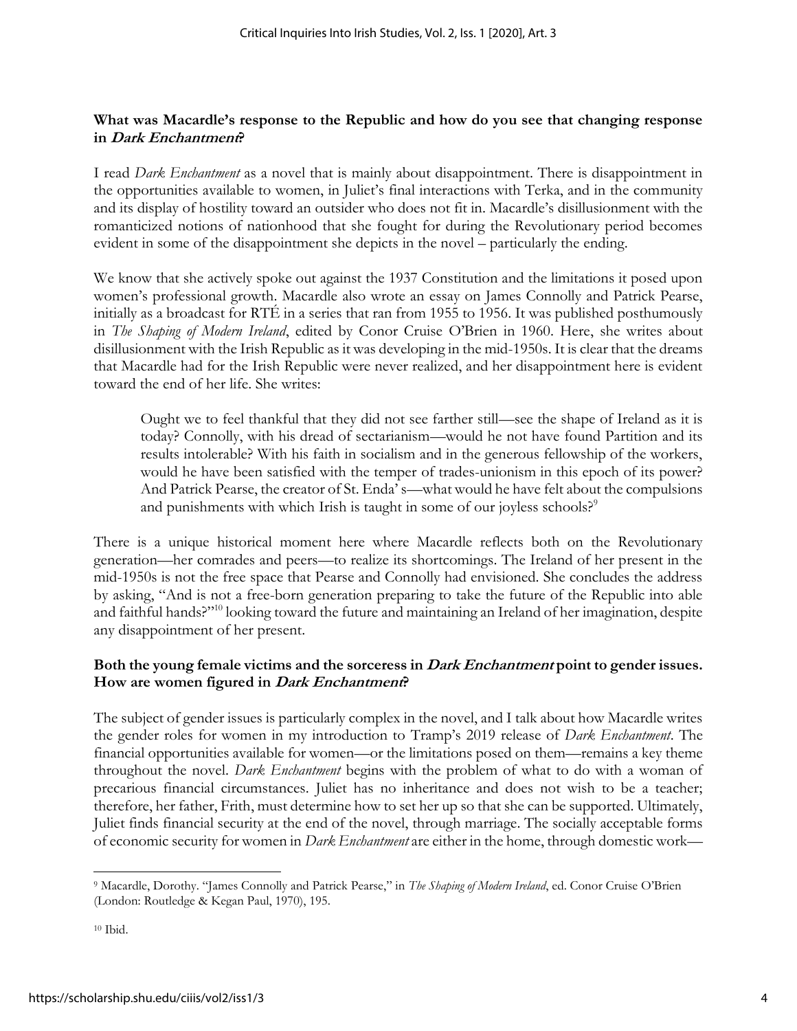**What was Macardle's response to the Republic and how do you see that changing response in *Dark Enchantment*?**

I read *Dark Enchantment* as a novel that is mainly about disappointment. There is disappointment in the opportunities available to women, in Juliet's final interactions with Terka, and in the community and its display of hostility toward an outsider who does not fit in. Macardle's disillusionment with the romanticized notions of nationhood that she fought for during the Revolutionary period becomes evident in some of the disappointment she depicts in the novel – particularly the ending.

We know that she actively spoke out against the 1937 Constitution and the limitations it posed upon women's professional growth. Macardle also wrote an essay on James Connolly and Patrick Pearse, initially as a broadcast for RTÉ in a series that ran from 1955 to 1956. It was published posthumously in *The Shaping of Modern Ireland*, edited by Conor Cruise O'Brien in 1960. Here, she writes about disillusionment with the Irish Republic as it was developing in the mid-1950s. It is clear that the dreams that Macardle had for the Irish Republic were never realized, and her disappointment here is evident toward the end of her life. She writes:

> Ought we to feel thankful that they did not see farther still—see the shape of Ireland as it is today? Connolly, with his dread of sectarianism—would he not have found Partition and its results intolerable? With his faith in socialism and in the generous fellowship of the workers, would he have been satisfied with the temper of trades-unionism in this epoch of its power? And Patrick Pearse, the creator of St. Enda' s—what would he have felt about the compulsions and punishments with which Irish is taught in some of our joyless schools?[9]

There is a unique historical moment here where Macardle reflects both on the Revolutionary generation—her comrades and peers—to realize its shortcomings. The Ireland of her present in the mid-1950s is not the free space that Pearse and Connolly had envisioned. She concludes the address by asking, "And is not a free-born generation preparing to take the future of the Republic into able and faithful hands?"[10] looking toward the future and maintaining an Ireland of her imagination, despite any disappointment of her present.

**Both the young female victims and the sorceress in *Dark Enchantment* point to gender issues. How are women figured in *Dark Enchantment*?**

The subject of gender issues is particularly complex in the novel, and I talk about how Macardle writes the gender roles for women in my introduction to Tramp's 2019 release of *Dark Enchantment*. The financial opportunities available for women—or the limitations posed on them—remains a key theme throughout the novel. *Dark Enchantment* begins with the problem of what to do with a woman of precarious financial circumstances. Juliet has no inheritance and does not wish to be a teacher; therefore, her father, Frith, must determine how to set her up so that she can be supported. Ultimately, Juliet finds financial security at the end of the novel, through marriage. The socially acceptable forms of economic security for women in *Dark Enchantment* are either in the home, through domestic work—

---

[9] Macardle, Dorothy. "James Connolly and Patrick Pearse," in *The Shaping of Modern Ireland*, ed. Conor Cruise O'Brien (London: Routledge & Kegan Paul, 1970), 195.

[10] Ibid.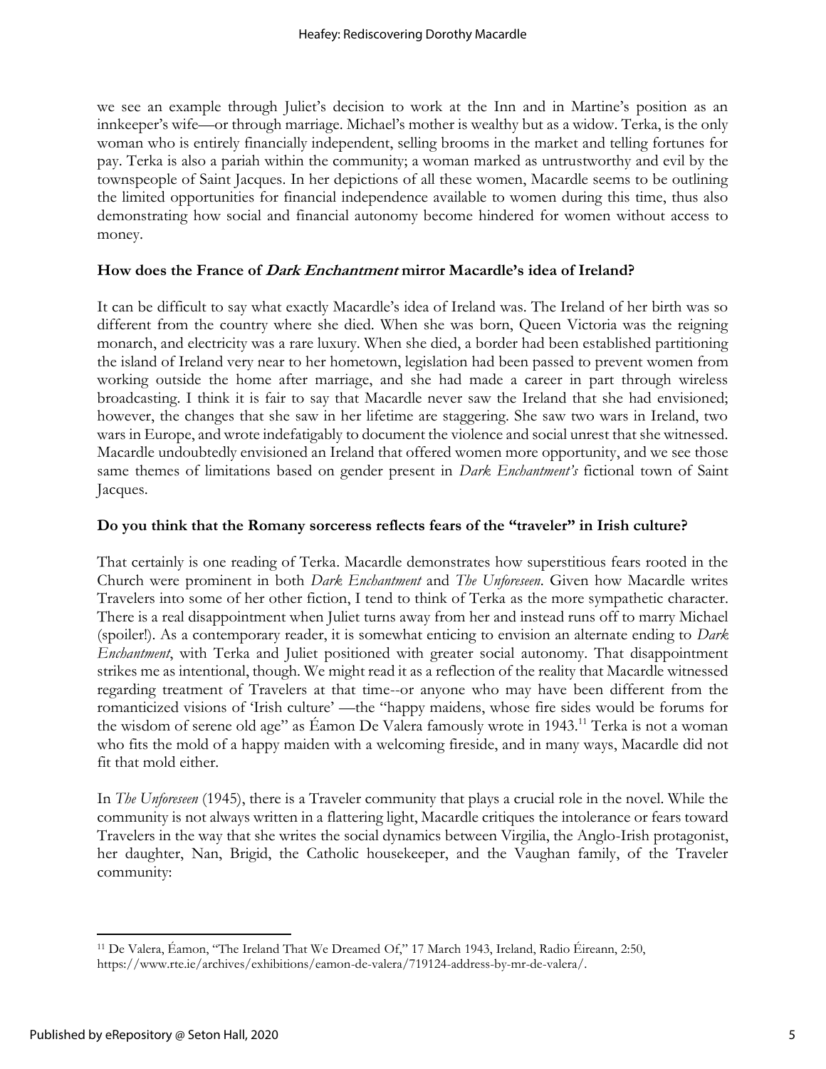we see an example through Juliet's decision to work at the Inn and in Martine's position as an innkeeper's wife—or through marriage. Michael's mother is wealthy but as a widow. Terka, is the only woman who is entirely financially independent, selling brooms in the market and telling fortunes for pay. Terka is also a pariah within the community; a woman marked as untrustworthy and evil by the townspeople of Saint Jacques. In her depictions of all these women, Macardle seems to be outlining the limited opportunities for financial independence available to women during this time, thus also demonstrating how social and financial autonomy become hindered for women without access to money.

### How does the France of *Dark Enchantment* mirror Macardle's idea of Ireland?

It can be difficult to say what exactly Macardle's idea of Ireland was. The Ireland of her birth was so different from the country where she died. When she was born, Queen Victoria was the reigning monarch, and electricity was a rare luxury. When she died, a border had been established partitioning the island of Ireland very near to her hometown, legislation had been passed to prevent women from working outside the home after marriage, and she had made a career in part through wireless broadcasting. I think it is fair to say that Macardle never saw the Ireland that she had envisioned; however, the changes that she saw in her lifetime are staggering. She saw two wars in Ireland, two wars in Europe, and wrote indefatigably to document the violence and social unrest that she witnessed. Macardle undoubtedly envisioned an Ireland that offered women more opportunity, and we see those same themes of limitations based on gender present in *Dark Enchantment's* fictional town of Saint Jacques.

### Do you think that the Romany sorceress reflects fears of the "traveler" in Irish culture?

That certainly is one reading of Terka. Macardle demonstrates how superstitious fears rooted in the Church were prominent in both *Dark Enchantment* and *The Unforeseen*. Given how Macardle writes Travelers into some of her other fiction, I tend to think of Terka as the more sympathetic character. There is a real disappointment when Juliet turns away from her and instead runs off to marry Michael (spoiler!). As a contemporary reader, it is somewhat enticing to envision an alternate ending to *Dark Enchantment*, with Terka and Juliet positioned with greater social autonomy. That disappointment strikes me as intentional, though. We might read it as a reflection of the reality that Macardle witnessed regarding treatment of Travelers at that time--or anyone who may have been different from the romanticized visions of 'Irish culture' —the "happy maidens, whose fire sides would be forums for the wisdom of serene old age" as Éamon De Valera famously wrote in 1943.[11] Terka is not a woman who fits the mold of a happy maiden with a welcoming fireside, and in many ways, Macardle did not fit that mold either.

In *The Unforeseen* (1945), there is a Traveler community that plays a crucial role in the novel. While the community is not always written in a flattering light, Macardle critiques the intolerance or fears toward Travelers in the way that she writes the social dynamics between Virgilia, the Anglo-Irish protagonist, her daughter, Nan, Brigid, the Catholic housekeeper, and the Vaughan family, of the Traveler community:

[11] De Valera, Éamon, "The Ireland That We Dreamed Of," 17 March 1943, Ireland, Radio Éireann, 2:50, https://www.rte.ie/archives/exhibitions/eamon-de-valera/719124-address-by-mr-de-valera/.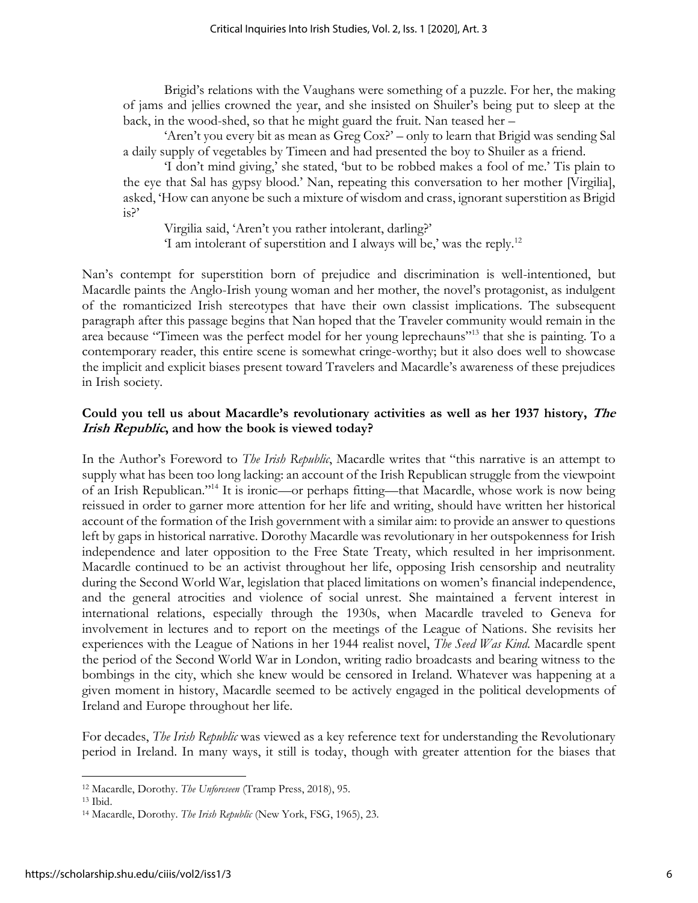Brigid's relations with the Vaughans were something of a puzzle. For her, the making of jams and jellies crowned the year, and she insisted on Shuiler's being put to sleep at the back, in the wood-shed, so that he might guard the fruit. Nan teased her –

'Aren't you every bit as mean as Greg Cox?' – only to learn that Brigid was sending Sal a daily supply of vegetables by Timeen and had presented the boy to Shuiler as a friend.

'I don't mind giving,' she stated, 'but to be robbed makes a fool of me.' Tis plain to the eye that Sal has gypsy blood.' Nan, repeating this conversation to her mother [Virgilia], asked, 'How can anyone be such a mixture of wisdom and crass, ignorant superstition as Brigid is?'

Virgilia said, 'Aren't you rather intolerant, darling?'

'I am intolerant of superstition and I always will be,' was the reply.[12]

Nan's contempt for superstition born of prejudice and discrimination is well-intentioned, but Macardle paints the Anglo-Irish young woman and her mother, the novel's protagonist, as indulgent of the romanticized Irish stereotypes that have their own classist implications. The subsequent paragraph after this passage begins that Nan hoped that the Traveler community would remain in the area because "Timeen was the perfect model for her young leprechauns"[13] that she is painting. To a contemporary reader, this entire scene is somewhat cringe-worthy; but it also does well to showcase the implicit and explicit biases present toward Travelers and Macardle's awareness of these prejudices in Irish society.

**Could you tell us about Macardle's revolutionary activities as well as her 1937 history, *The Irish Republic*, and how the book is viewed today?**

In the Author's Foreword to *The Irish Republic*, Macardle writes that "this narrative is an attempt to supply what has been too long lacking: an account of the Irish Republican struggle from the viewpoint of an Irish Republican."[14] It is ironic—or perhaps fitting—that Macardle, whose work is now being reissued in order to garner more attention for her life and writing, should have written her historical account of the formation of the Irish government with a similar aim: to provide an answer to questions left by gaps in historical narrative. Dorothy Macardle was revolutionary in her outspokenness for Irish independence and later opposition to the Free State Treaty, which resulted in her imprisonment. Macardle continued to be an activist throughout her life, opposing Irish censorship and neutrality during the Second World War, legislation that placed limitations on women's financial independence, and the general atrocities and violence of social unrest. She maintained a fervent interest in international relations, especially through the 1930s, when Macardle traveled to Geneva for involvement in lectures and to report on the meetings of the League of Nations. She revisits her experiences with the League of Nations in her 1944 realist novel, *The Seed Was Kind*. Macardle spent the period of the Second World War in London, writing radio broadcasts and bearing witness to the bombings in the city, which she knew would be censored in Ireland. Whatever was happening at a given moment in history, Macardle seemed to be actively engaged in the political developments of Ireland and Europe throughout her life.

For decades, *The Irish Republic* was viewed as a key reference text for understanding the Revolutionary period in Ireland. In many ways, it still is today, though with greater attention for the biases that

---

[12] Macardle, Dorothy. *The Unforeseen* (Tramp Press, 2018), 95.

[13] Ibid.

[14] Macardle, Dorothy. *The Irish Republic* (New York, FSG, 1965), 23.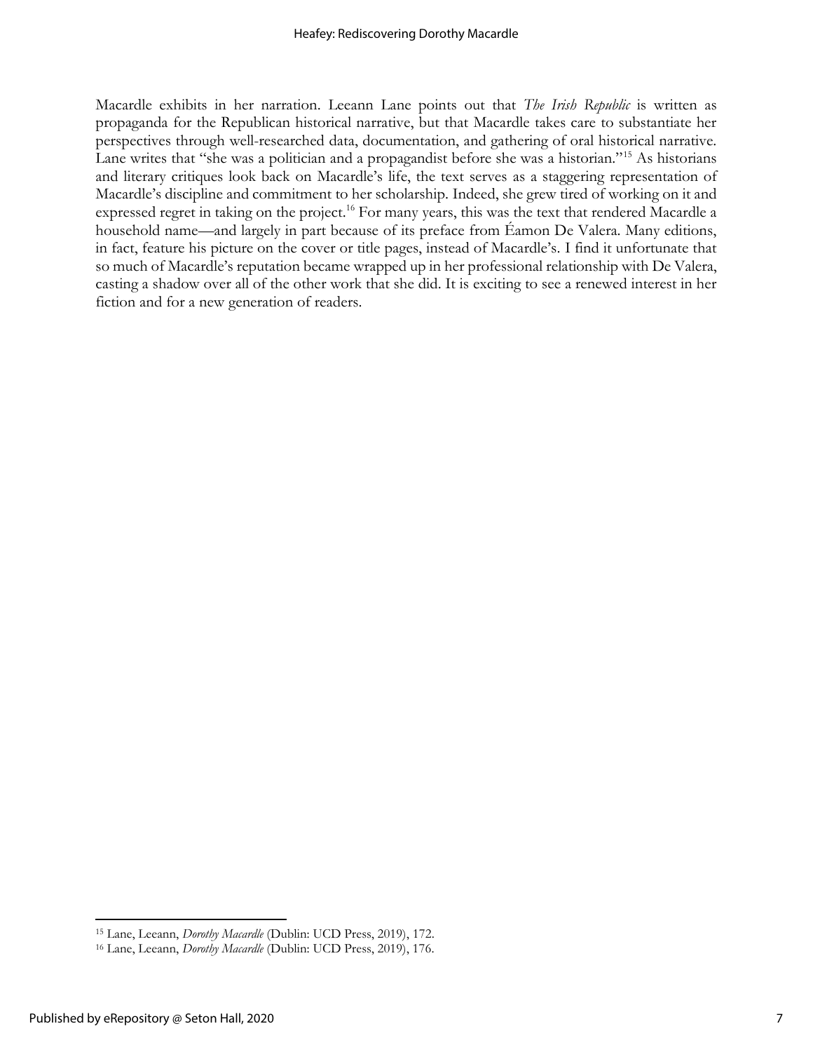Macardle exhibits in her narration. Leeann Lane points out that *The Irish Republic* is written as propaganda for the Republican historical narrative, but that Macardle takes care to substantiate her perspectives through well-researched data, documentation, and gathering of oral historical narrative. Lane writes that "she was a politician and a propagandist before she was a historian."[15] As historians and literary critiques look back on Macardle's life, the text serves as a staggering representation of Macardle's discipline and commitment to her scholarship. Indeed, she grew tired of working on it and expressed regret in taking on the project.[16] For many years, this was the text that rendered Macardle a household name—and largely in part because of its preface from Éamon De Valera. Many editions, in fact, feature his picture on the cover or title pages, instead of Macardle's. I find it unfortunate that so much of Macardle's reputation became wrapped up in her professional relationship with De Valera, casting a shadow over all of the other work that she did. It is exciting to see a renewed interest in her fiction and for a new generation of readers.

---

[15] Lane, Leeann, *Dorothy Macardle* (Dublin: UCD Press, 2019), 172.

[16] Lane, Leeann, *Dorothy Macardle* (Dublin: UCD Press, 2019), 176.